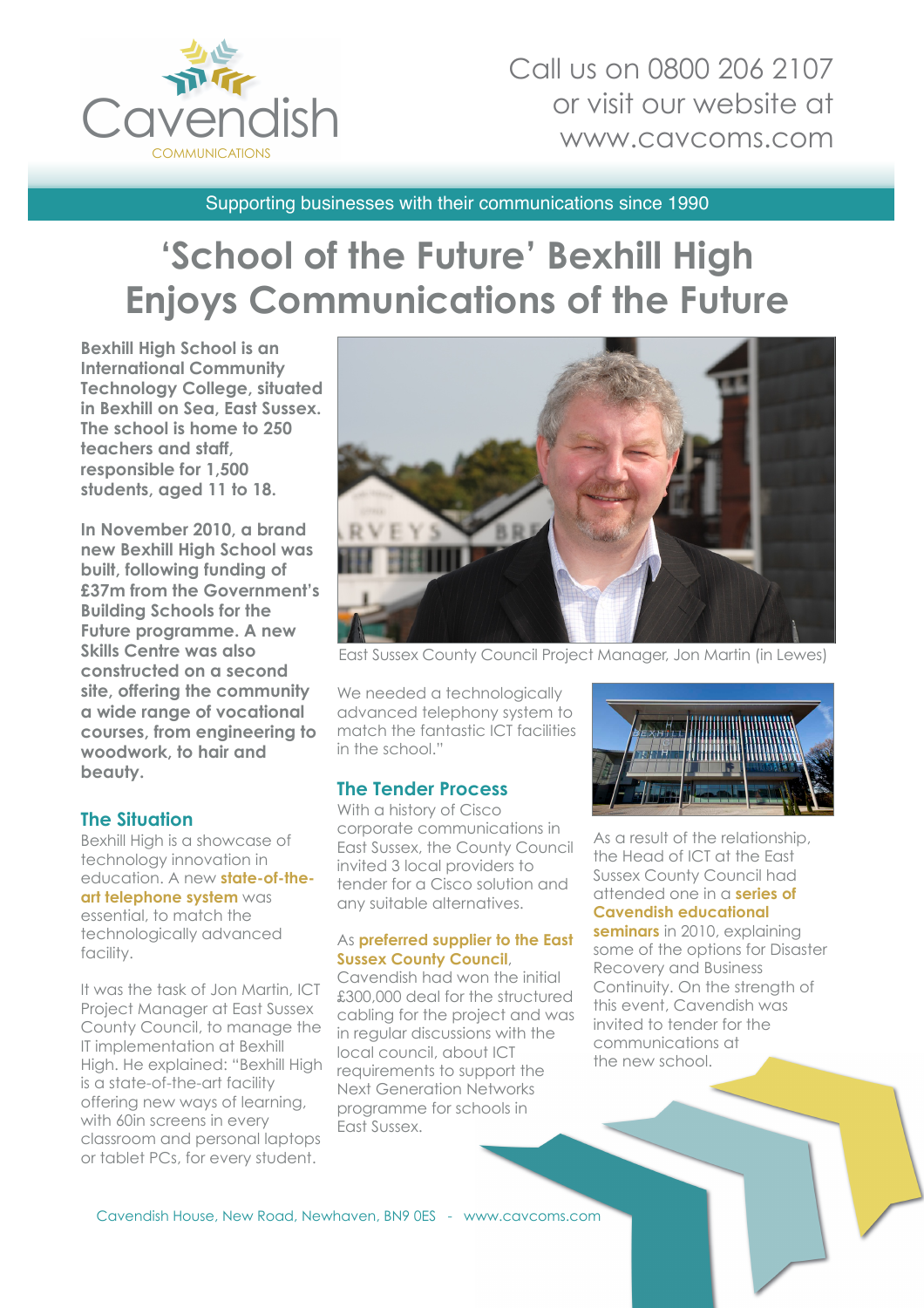Call us on 0800 206 2107 or visit our website at www.cavcoms.com

Supporting businesses with their communications since 1990

# 'School of the Future' Bexhill High Enjoys Communications of the Future

**Bexhill High School is an International Community Technology College, situated in Bexhill on Sea, East Sussex. The school is home to 250 teachers and staff, responsible for 1,500 students, aged 11 to 18.**

**In November 2010, a brand new Bexhill High School was built, following funding of £37m from the Government's Building Schools for the Future programme. A new Skills Centre was also constructed on a second site, offering the community a wide range of vocational courses, from engineering to woodwork, to hair and beauty.**

East Sussex County Council Project Manager, Jon Martin (in Lewes)

## The Situation

Bexhill High is a showcase of technology innovation in education. A new **state-of-the-art telephone system** was essential, to match the technologically advanced facility.

It was the task of Jon Martin, ICT Project Manager at East Sussex County Council, to manage the IT implementation at Bexhill High. He explained: "Bexhill High is a state-of-the-art facility offering new ways of learning, with 60in screens in every classroom and personal laptops or tablet PCs, for every student. We needed a technologically advanced telephony system to match the fantastic ICT facilities in the school."

## The Tender Process

With a history of Cisco corporate communications in East Sussex, the County Council invited 3 local providers to tender for a Cisco solution and any suitable alternatives.

As **preferred supplier to the East Sussex County Council**, Cavendish had won the initial £300,000 deal for the structured cabling for the project and was in regular discussions with the local council, about ICT requirements to support the Next Generation Networks programme for schools in East Sussex.

As a result of the relationship, the Head of ICT at the East Sussex County Council had attended one in a **series of Cavendish educational seminars** in 2010, explaining some of the options for Disaster Recovery and Business Continuity. On the strength of this event, Cavendish was invited to tender for the communications at the new school.

Cavendish House, New Road, Newhaven, BN9 0ES - www.cavcoms.com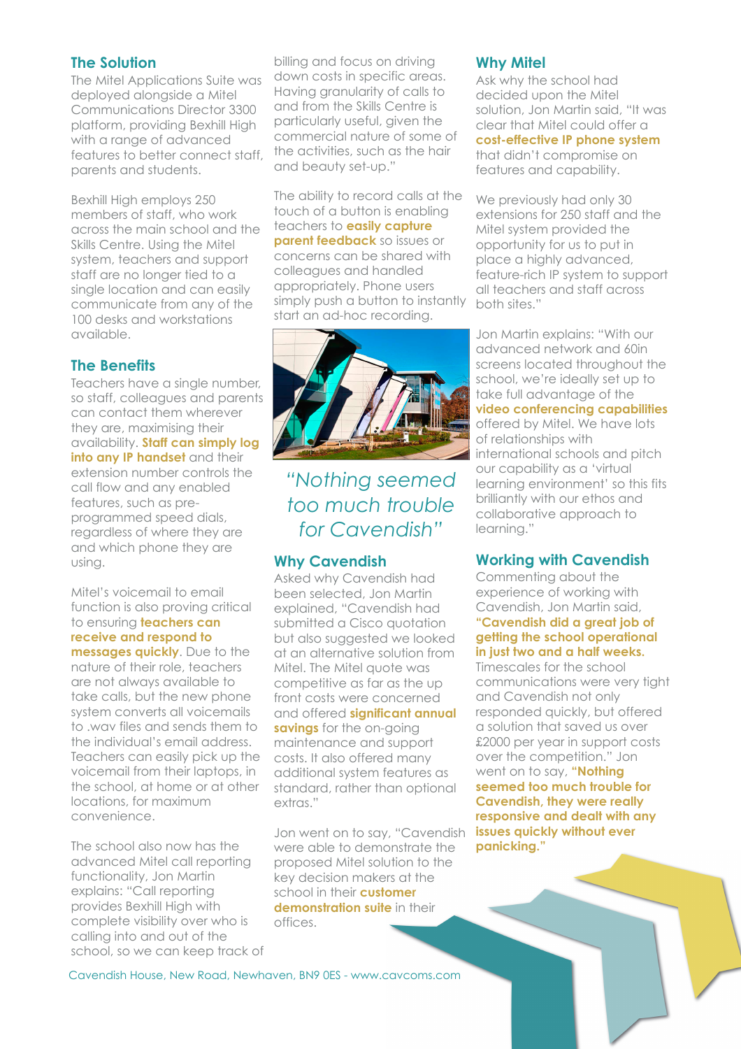## The Solution

The Mitel Applications Suite was deployed alongside a Mitel Communications Director 3300 platform, providing Bexhill High with a range of advanced features to better connect staff, parents and students.

Bexhill High employs 250 members of staff, who work across the main school and the Skills Centre. Using the Mitel system, teachers and support staff are no longer tied to a single location and can easily communicate from any of the 100 desks and workstations available.

## The Benefits

Teachers have a single number, so staff, colleagues and parents can contact them wherever they are, maximising their availability. **Staff can simply log into any IP handset** and their extension number controls the call flow and any enabled features, such as pre-programmed speed dials, regardless of where they are and which phone they are using.

Mitel's voicemail to email function is also proving critical to ensuring **teachers can receive and respond to messages quickly**. Due to the nature of their role, teachers are not always available to take calls, but the new phone system converts all voicemails to .wav files and sends them to the individual's email address. Teachers can easily pick up the voicemail from their laptops, in the school, at home or at other locations, for maximum convenience.

The school also now has the advanced Mitel call reporting functionality, Jon Martin explains: "Call reporting provides Bexhill High with complete visibility over who is calling into and out of the school, so we can keep track of billing and focus on driving down costs in specific areas. Having granularity of calls to and from the Skills Centre is particularly useful, given the commercial nature of some of the activities, such as the hair and beauty set-up."

The ability to record calls at the touch of a button is enabling teachers to **easily capture parent feedback** so issues or concerns can be shared with colleagues and handled appropriately. Phone users simply push a button to instantly start an ad-hoc recording.

*"Nothing seemed too much trouble for Cavendish"*

## Why Cavendish

Asked why Cavendish had been selected, Jon Martin explained, "Cavendish had submitted a Cisco quotation but also suggested we looked at an alternative solution from Mitel. The Mitel quote was competitive as far as the up front costs were concerned and offered **significant annual savings** for the on-going maintenance and support costs. It also offered many additional system features as standard, rather than optional extras."

Jon went on to say, "Cavendish were able to demonstrate the proposed Mitel solution to the key decision makers at the school in their **customer demonstration suite** in their offices.

## Why Mitel

Ask why the school had decided upon the Mitel solution, Jon Martin said, "It was clear that Mitel could offer a **cost-effective IP phone system** that didn't compromise on features and capability.

We previously had only 30 extensions for 250 staff and the Mitel system provided the opportunity for us to put in place a highly advanced, feature-rich IP system to support all teachers and staff across both sites."

Jon Martin explains: "With our advanced network and 60in screens located throughout the school, we're ideally set up to take full advantage of the **video conferencing capabilities** offered by Mitel. We have lots of relationships with international schools and pitch our capability as a 'virtual learning environment' so this fits brilliantly with our ethos and collaborative approach to learning."

## Working with Cavendish

Commenting about the experience of working with Cavendish, Jon Martin said, **"Cavendish did a great job of getting the school operational in just two and a half weeks.** Timescales for the school communications were very tight and Cavendish not only responded quickly, but offered a solution that saved us over £2000 per year in support costs over the competition." Jon went on to say, **"Nothing seemed too much trouble for Cavendish, they were really responsive and dealt with any issues quickly without ever panicking."**

Cavendish House, New Road, Newhaven, BN9 0ES - www.cavcoms.com